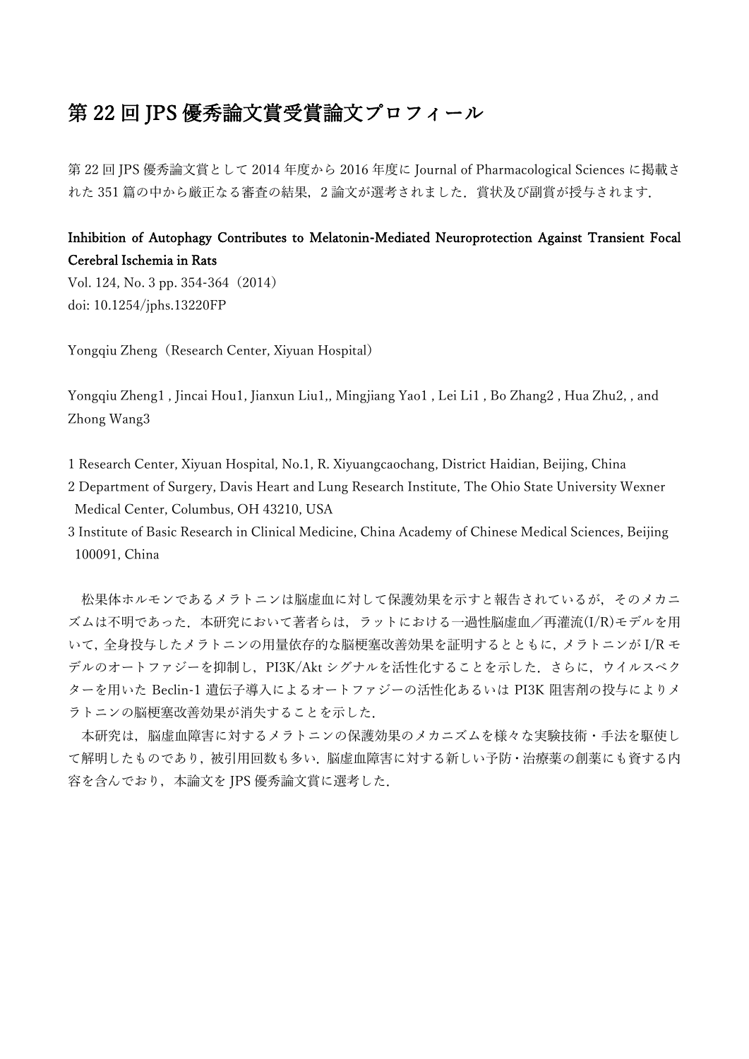# 第 22 回 JPS 優秀論文賞受賞論文プロフィール

第 22 回 JPS 優秀論文賞として 2014 年度から 2016 年度に Journal of Pharmacological Sciences に掲載された 351 篇の中から厳正なる審査の結果，2 論文が選考されました．賞状及び副賞が授与されます．

**Inhibition of Autophagy Contributes to Melatonin-Mediated Neuroprotection Against Transient Focal Cerebral Ischemia in Rats**

Vol. 124, No. 3 pp. 354-364（2014）
doi: 10.1254/jphs.13220FP

Yongqiu Zheng（Research Center, Xiyuan Hospital）

Yongqiu Zheng[1] , Jincai Hou[1], Jianxun Liu[1],, Mingjiang Yao[1] , Lei Li[1] , Bo Zhang[2] , Hua Zhu[2], , and Zhong Wang[3]

1 Research Center, Xiyuan Hospital, No.1, R. Xiyuangcaochang, District Haidian, Beijing, China
2 Department of Surgery, Davis Heart and Lung Research Institute, The Ohio State University Wexner Medical Center, Columbus, OH 43210, USA
3 Institute of Basic Research in Clinical Medicine, China Academy of Chinese Medical Sciences, Beijing 100091, China

松果体ホルモンであるメラトニンは脳虚血に対して保護効果を示すと報告されているが，そのメカニズムは不明であった．本研究において著者らは，ラットにおける一過性脳虚血／再灌流(I/R)モデルを用いて，全身投与したメラトニンの用量依存的な脳梗塞改善効果を証明するとともに，メラトニンが I/R モデルのオートファジーを抑制し，PI3K/Akt シグナルを活性化することを示した．さらに，ウイルスベクターを用いた Beclin-1 遺伝子導入によるオートファジーの活性化あるいは PI3K 阻害剤の投与によりメラトニンの脳梗塞改善効果が消失することを示した．

本研究は，脳虚血障害に対するメラトニンの保護効果のメカニズムを様々な実験技術・手法を駆使して解明したものであり，被引用回数も多い．脳虚血障害に対する新しい予防・治療薬の創薬にも資する内容を含んでおり，本論文を JPS 優秀論文賞に選考した．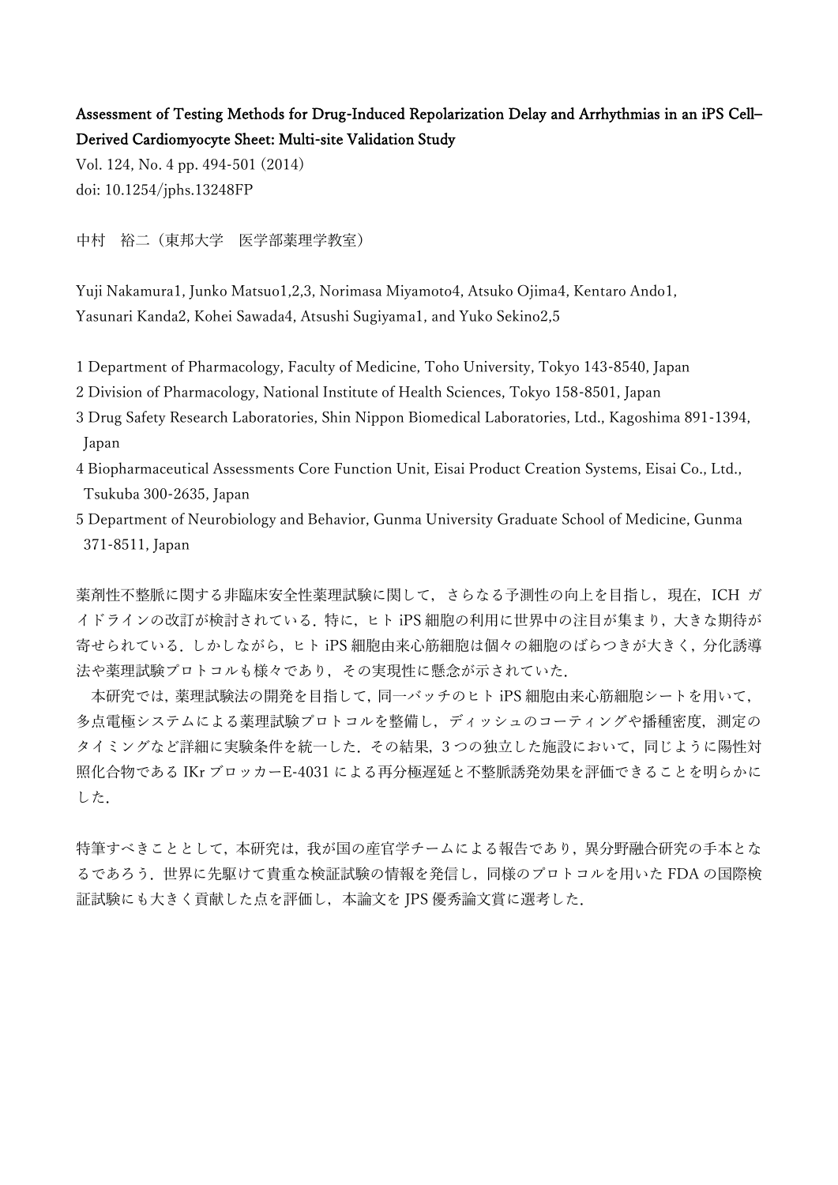**Assessment of Testing Methods for Drug-Induced Repolarization Delay and Arrhythmias in an iPS Cell–Derived Cardiomyocyte Sheet: Multi-site Validation Study**

Vol. 124, No. 4 pp. 494-501 (2014)

doi: 10.1254/jphs.13248FP

中村　裕二（東邦大学　医学部薬理学教室）

Yuji Nakamura[1], Junko Matsuo[1,2,3], Norimasa Miyamoto[4], Atsuko Ojima[4], Kentaro Ando[1], Yasunari Kanda[2], Kohei Sawada[4], Atsushi Sugiyama[1], and Yuko Sekino[2,5]

1 Department of Pharmacology, Faculty of Medicine, Toho University, Tokyo 143-8540, Japan

2 Division of Pharmacology, National Institute of Health Sciences, Tokyo 158-8501, Japan

3 Drug Safety Research Laboratories, Shin Nippon Biomedical Laboratories, Ltd., Kagoshima 891-1394, Japan

4 Biopharmaceutical Assessments Core Function Unit, Eisai Product Creation Systems, Eisai Co., Ltd., Tsukuba 300-2635, Japan

5 Department of Neurobiology and Behavior, Gunma University Graduate School of Medicine, Gunma 371-8511, Japan

薬剤性不整脈に関する非臨床安全性薬理試験に関して，さらなる予測性の向上を目指し，現在，ICH ガイドラインの改訂が検討されている．特に，ヒト iPS 細胞の利用に世界中の注目が集まり，大きな期待が寄せられている．しかしながら，ヒト iPS 細胞由来心筋細胞は個々の細胞のばらつきが大きく，分化誘導法や薬理試験プロトコルも様々であり，その実現性に懸念が示されていた．

本研究では，薬理試験法の開発を目指して，同一バッチのヒト iPS 細胞由来心筋細胞シートを用いて，多点電極システムによる薬理試験プロトコルを整備し，ディッシュのコーティングや播種密度，測定のタイミングなど詳細に実験条件を統一した．その結果，3 つの独立した施設において，同じように陽性対照化合物である IKr ブロッカーE-4031 による再分極遅延と不整脈誘発効果を評価できることを明らかにした．

特筆すべきこととして，本研究は，我が国の産官学チームによる報告であり，異分野融合研究の手本となるであろう．世界に先駆けて貴重な検証試験の情報を発信し，同様のプロトコルを用いた FDA の国際検証試験にも大きく貢献した点を評価し，本論文を JPS 優秀論文賞に選考した．